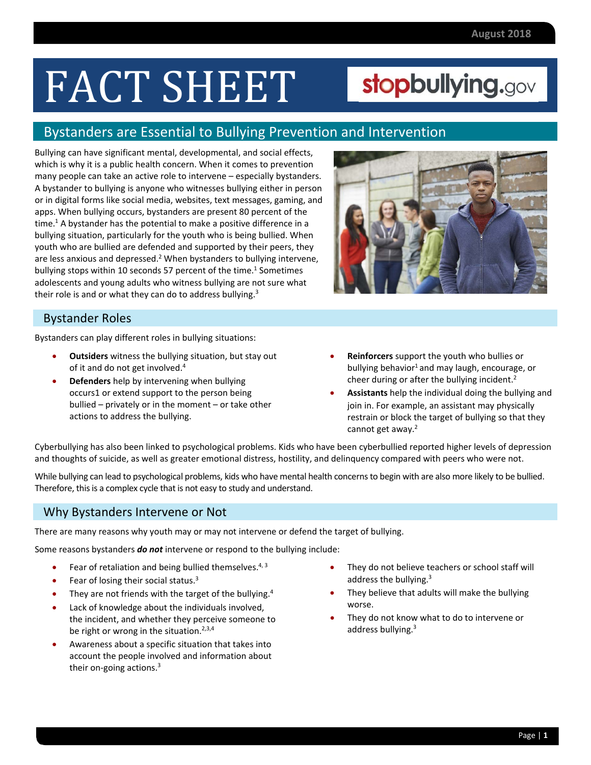August 2018

# FACT SHEET

stopbullying.gov

## Bystanders are Essential to Bullying Prevention and Intervention

Bullying can have significant mental, developmental, and social effects, which is why it is a public health concern. When it comes to prevention many people can take an active role to intervene – especially bystanders. A bystander to bullying is anyone who witnesses bullying either in person or in digital forms like social media, websites, text messages, gaming, and apps. When bullying occurs, bystanders are present 80 percent of the time.[1] A bystander has the potential to make a positive difference in a bullying situation, particularly for the youth who is being bullied. When youth who are bullied are defended and supported by their peers, they are less anxious and depressed.[2] When bystanders to bullying intervene, bullying stops within 10 seconds 57 percent of the time.[1] Sometimes adolescents and young adults who witness bullying are not sure what their role is and or what they can do to address bullying.[3]

### Bystander Roles

Bystanders can play different roles in bullying situations:

- **Outsiders** witness the bullying situation, but stay out of it and do not get involved.[4]
- **Defenders** help by intervening when bullying occurs1 or extend support to the person being bullied – privately or in the moment – or take other actions to address the bullying.
- **Reinforcers** support the youth who bullies or bullying behavior[1] and may laugh, encourage, or cheer during or after the bullying incident.[2]
- **Assistants** help the individual doing the bullying and join in. For example, an assistant may physically restrain or block the target of bullying so that they cannot get away.[2]

Cyberbullying has also been linked to psychological problems. Kids who have been cyberbullied reported higher levels of depression and thoughts of suicide, as well as greater emotional distress, hostility, and delinquency compared with peers who were not.

While bullying can lead to psychological problems, kids who have mental health concerns to begin with are also more likely to be bullied. Therefore, this is a complex cycle that is not easy to study and understand.

### Why Bystanders Intervene or Not

There are many reasons why youth may or may not intervene or defend the target of bullying.

Some reasons bystanders ***do not*** intervene or respond to the bullying include:

- Fear of retaliation and being bullied themselves.[4, 3]
- Fear of losing their social status.[3]
- They are not friends with the target of the bullying.[4]
- Lack of knowledge about the individuals involved, the incident, and whether they perceive someone to be right or wrong in the situation.[2,3,4]
- Awareness about a specific situation that takes into account the people involved and information about their on-going actions.[3]
- They do not believe teachers or school staff will address the bullying.[3]
- They believe that adults will make the bullying worse.
- They do not know what to do to intervene or address bullying.[3]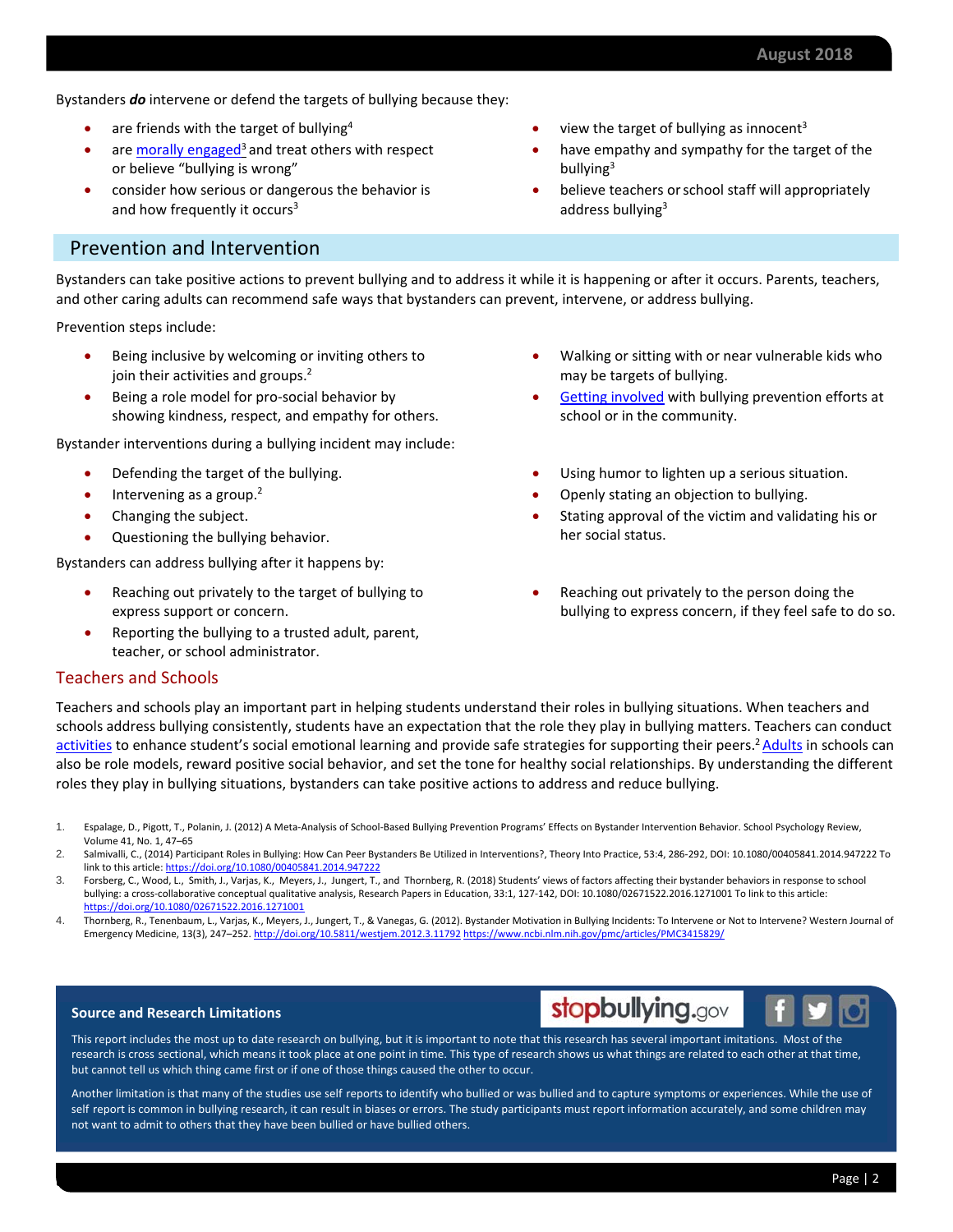Bystanders ***do*** intervene or defend the targets of bullying because they:

- are friends with the target of bullying[4]
- are morally engaged[3] and treat others with respect or believe "bullying is wrong"
- consider how serious or dangerous the behavior is and how frequently it occurs[3]
- view the target of bullying as innocent[3]
- have empathy and sympathy for the target of the bullying[3]
- believe teachers or school staff will appropriately address bullying[3]

## Prevention and Intervention

Bystanders can take positive actions to prevent bullying and to address it while it is happening or after it occurs. Parents, teachers, and other caring adults can recommend safe ways that bystanders can prevent, intervene, or address bullying.

Prevention steps include:

- Being inclusive by welcoming or inviting others to join their activities and groups.[2]
- Being a role model for pro-social behavior by showing kindness, respect, and empathy for others.
- Walking or sitting with or near vulnerable kids who may be targets of bullying.
- Getting involved with bullying prevention efforts at school or in the community.

Bystander interventions during a bullying incident may include:

- Defending the target of the bullying.
- Intervening as a group.[2]
- Changing the subject.
- Questioning the bullying behavior.
- Using humor to lighten up a serious situation.
- Openly stating an objection to bullying.
- Stating approval of the victim and validating his or her social status.

Bystanders can address bullying after it happens by:

- Reaching out privately to the target of bullying to express support or concern.
- Reporting the bullying to a trusted adult, parent, teacher, or school administrator.
- Reaching out privately to the person doing the bullying to express concern, if they feel safe to do so.

### Teachers and Schools

Teachers and schools play an important part in helping students understand their roles in bullying situations. When teachers and schools address bullying consistently, students have an expectation that the role they play in bullying matters. Teachers can conduct activities to enhance student's social emotional learning and provide safe strategies for supporting their peers.[2] Adults in schools can also be role models, reward positive social behavior, and set the tone for healthy social relationships. By understanding the different roles they play in bullying situations, bystanders can take positive actions to address and reduce bullying.

1. Espalage, D., Pigott, T., Polanin, J. (2012) A Meta-Analysis of School-Based Bullying Prevention Programs' Effects on Bystander Intervention Behavior. School Psychology Review, Volume 41, No. 1, 47–65
2. Salmivalli, C., (2014) Participant Roles in Bullying: How Can Peer Bystanders Be Utilized in Interventions?, Theory Into Practice, 53:4, 286-292, DOI: 10.1080/00405841.2014.947222 To link to this article: https://doi.org/10.1080/00405841.2014.947222
3. Forsberg, C., Wood, L., Smith, J., Varjas, K., Meyers, J., Jungert, T., and Thornberg, R. (2018) Students' views of factors affecting their bystander behaviors in response to school bullying: a cross-collaborative conceptual qualitative analysis, Research Papers in Education, 33:1, 127-142, DOI: 10.1080/02671522.2016.1271001 To link to this article: https://doi.org/10.1080/02671522.2016.1271001
4. Thornberg, R., Tenenbaum, L., Varjas, K., Meyers, J., Jungert, T., & Vanegas, G. (2012). Bystander Motivation in Bullying Incidents: To Intervene or Not to Intervene? Western Journal of Emergency Medicine, 13(3), 247–252. http://doi.org/10.5811/westjem.2012.3.11792 https://www.ncbi.nlm.nih.gov/pmc/articles/PMC3415829/

**Source and Research Limitations**

stopbullying.gov

This report includes the most up to date research on bullying, but it is important to note that this research has several important imitations. Most of the research is cross sectional, which means it took place at one point in time. This type of research shows us what things are related to each other at that time, but cannot tell us which thing came first or if one of those things caused the other to occur.

Another limitation is that many of the studies use self reports to identify who bullied or was bullied and to capture symptoms or experiences. While the use of self report is common in bullying research, it can result in biases or errors. The study participants must report information accurately, and some children may not want to admit to others that they have been bullied or have bullied others.